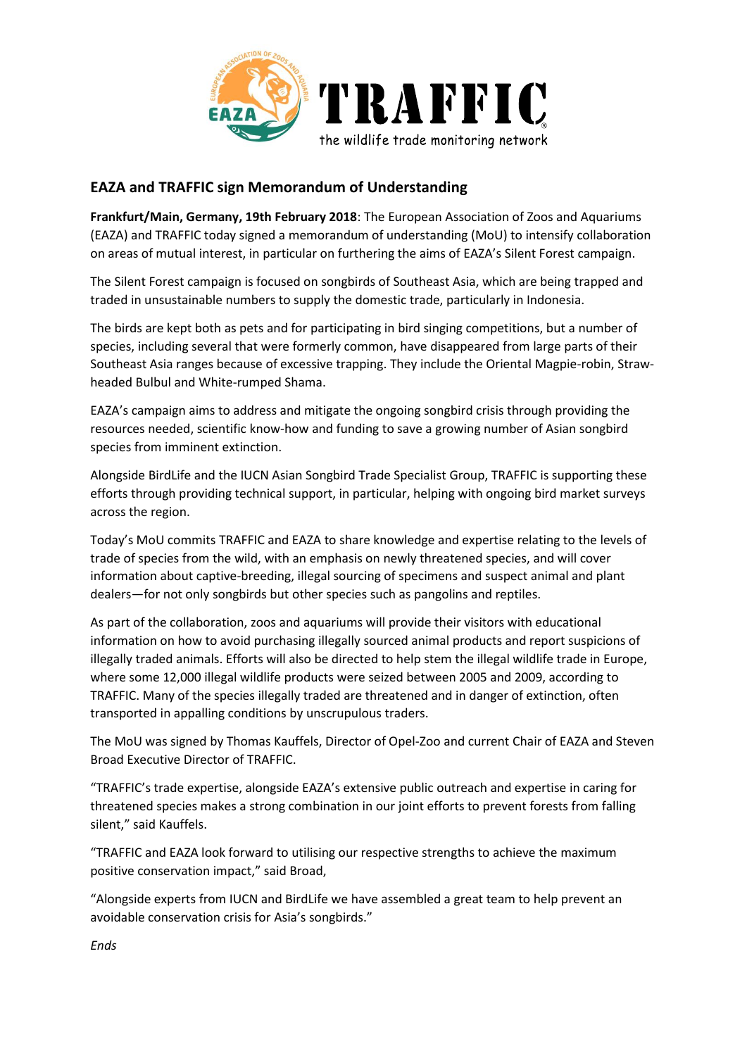## EAZA and TRAFFIC sign Memorandum of Understanding

**Frankfurt/Main, Germany, 19th February 2018**: The European Association of Zoos and Aquariums (EAZA) and TRAFFIC today signed a memorandum of understanding (MoU) to intensify collaboration on areas of mutual interest, in particular on furthering the aims of EAZA's Silent Forest campaign.

The Silent Forest campaign is focused on songbirds of Southeast Asia, which are being trapped and traded in unsustainable numbers to supply the domestic trade, particularly in Indonesia.

The birds are kept both as pets and for participating in bird singing competitions, but a number of species, including several that were formerly common, have disappeared from large parts of their Southeast Asia ranges because of excessive trapping. They include the Oriental Magpie-robin, Straw-headed Bulbul and White-rumped Shama.

EAZA's campaign aims to address and mitigate the ongoing songbird crisis through providing the resources needed, scientific know-how and funding to save a growing number of Asian songbird species from imminent extinction.

Alongside BirdLife and the IUCN Asian Songbird Trade Specialist Group, TRAFFIC is supporting these efforts through providing technical support, in particular, helping with ongoing bird market surveys across the region.

Today's MoU commits TRAFFIC and EAZA to share knowledge and expertise relating to the levels of trade of species from the wild, with an emphasis on newly threatened species, and will cover information about captive-breeding, illegal sourcing of specimens and suspect animal and plant dealers—for not only songbirds but other species such as pangolins and reptiles.

As part of the collaboration, zoos and aquariums will provide their visitors with educational information on how to avoid purchasing illegally sourced animal products and report suspicions of illegally traded animals. Efforts will also be directed to help stem the illegal wildlife trade in Europe, where some 12,000 illegal wildlife products were seized between 2005 and 2009, according to TRAFFIC. Many of the species illegally traded are threatened and in danger of extinction, often transported in appalling conditions by unscrupulous traders.

The MoU was signed by Thomas Kauffels, Director of Opel-Zoo and current Chair of EAZA and Steven Broad Executive Director of TRAFFIC.

"TRAFFIC's trade expertise, alongside EAZA's extensive public outreach and expertise in caring for threatened species makes a strong combination in our joint efforts to prevent forests from falling silent," said Kauffels.

"TRAFFIC and EAZA look forward to utilising our respective strengths to achieve the maximum positive conservation impact," said Broad,

"Alongside experts from IUCN and BirdLife we have assembled a great team to help prevent an avoidable conservation crisis for Asia's songbirds."

*Ends*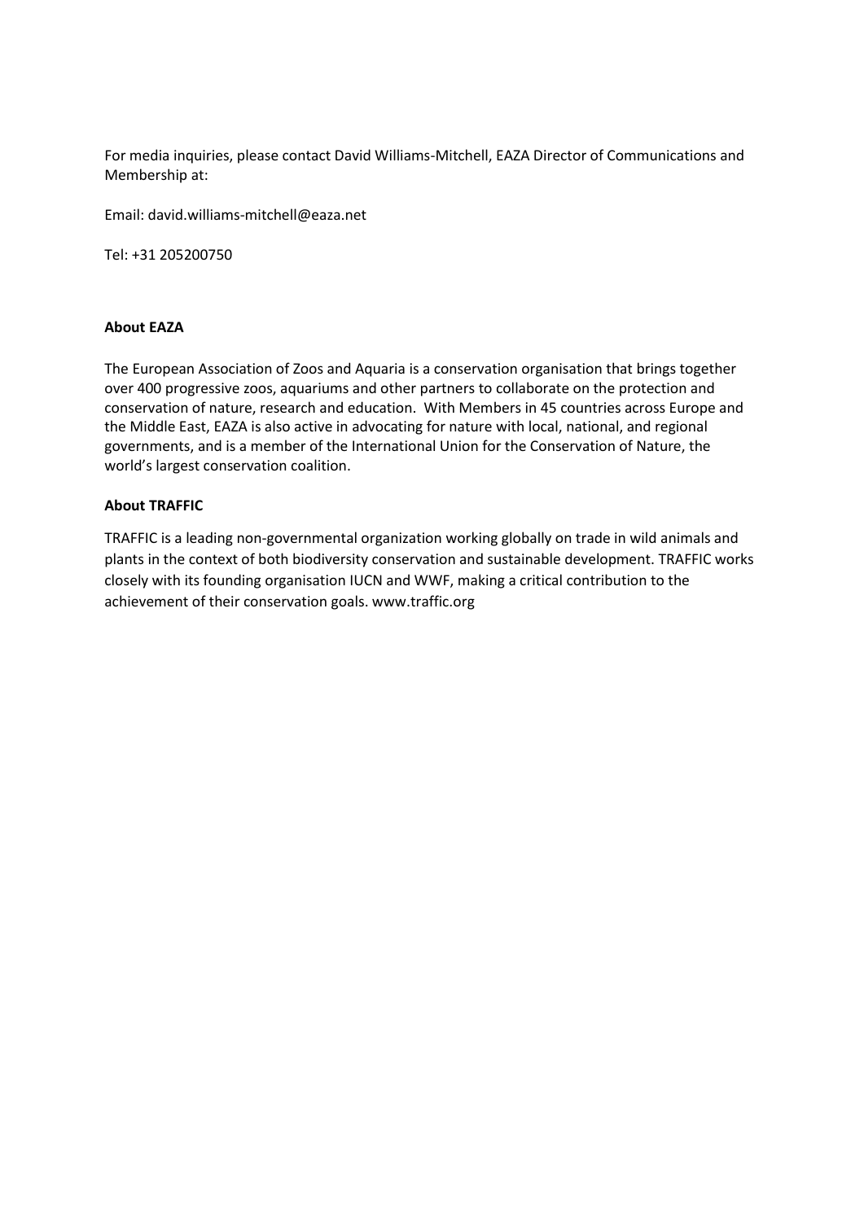For media inquiries, please contact David Williams-Mitchell, EAZA Director of Communications and Membership at:

Email: david.williams-mitchell@eaza.net

Tel: +31 205200750

**About EAZA**

The European Association of Zoos and Aquaria is a conservation organisation that brings together over 400 progressive zoos, aquariums and other partners to collaborate on the protection and conservation of nature, research and education. With Members in 45 countries across Europe and the Middle East, EAZA is also active in advocating for nature with local, national, and regional governments, and is a member of the International Union for the Conservation of Nature, the world's largest conservation coalition.

**About TRAFFIC**

TRAFFIC is a leading non-governmental organization working globally on trade in wild animals and plants in the context of both biodiversity conservation and sustainable development. TRAFFIC works closely with its founding organisation IUCN and WWF, making a critical contribution to the achievement of their conservation goals. www.traffic.org